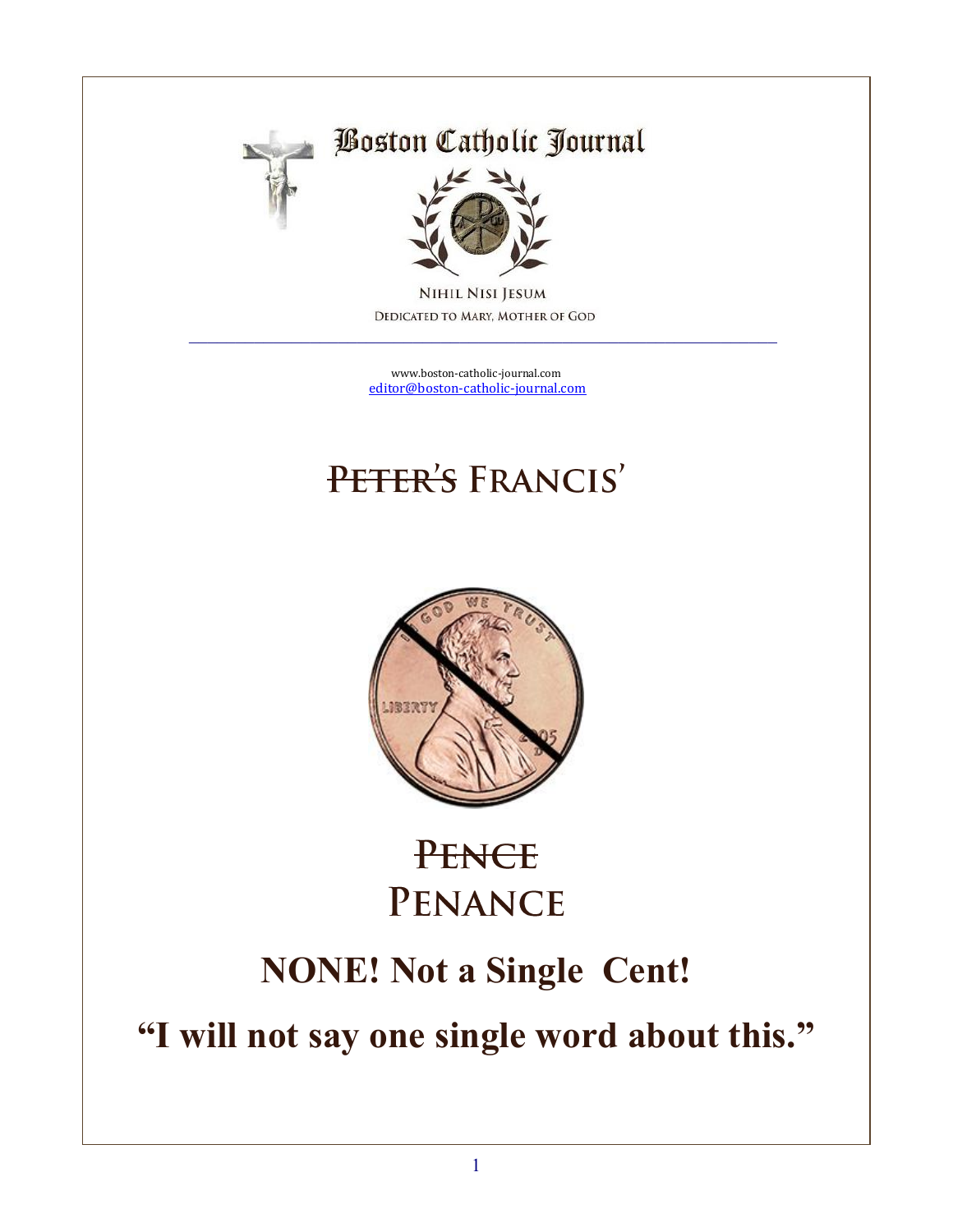# Boston Catholic Journal

NIHIL NISI JESUM

DEDICATED TO MARY, MOTHER OF GOD

---

www.boston-catholic-journal.com

editor@boston-catholic-journal.com

## ~~PETER'S~~ FRANCIS'

## ~~PENCE~~

## PENANCE

## NONE! Not a Single Cent!

## "I will not say one single word about this."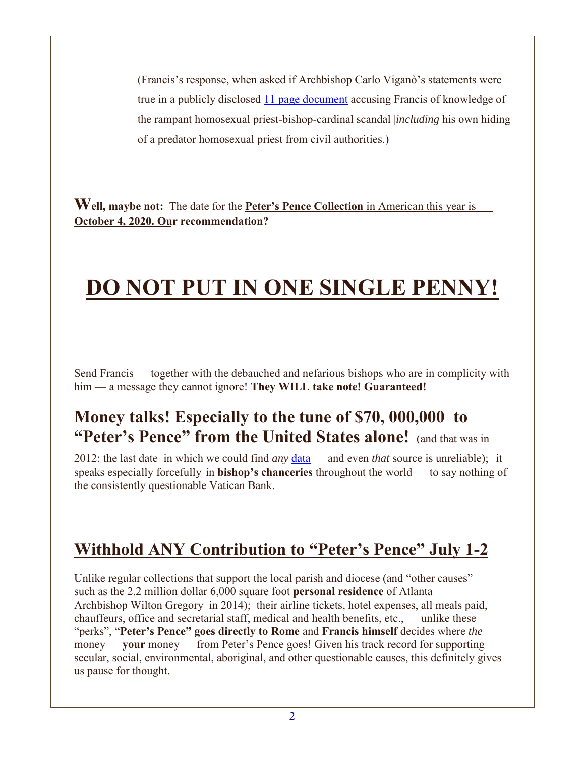(Francis's response, when asked if Archbishop Carlo Viganò's statements were true in a publicly disclosed 11 page document accusing Francis of knowledge of the rampant homosexual priest-bishop-cardinal scandal |*including* his own hiding of a predator homosexual priest from civil authorities.)

**Well, maybe not:** The date for the **Peter's Pence Collection** in American this year is **October 4, 2020. Our recommendation?**

# DO NOT PUT IN ONE SINGLE PENNY!

Send Francis — together with the debauched and nefarious bishops who are in complicity with him — a message they cannot ignore! **They WILL take note! Guaranteed!**

## Money talks! Especially to the tune of $70, 000,000 to "Peter's Pence" from the United States alone! (and that was in

2012: the last date in which we could find *any* data — and even *that* source is unreliable); it speaks especially forcefully in **bishop's chanceries** throughout the world — to say nothing of the consistently questionable Vatican Bank.

## Withhold ANY Contribution to "Peter's Pence" July 1-2

Unlike regular collections that support the local parish and diocese (and "other causes" — such as the 2.2 million dollar 6,000 square foot **personal residence** of Atlanta Archbishop Wilton Gregory in 2014); their airline tickets, hotel expenses, all meals paid, chauffeurs, office and secretarial staff, medical and health benefits, etc., — unlike these "perks", "**Peter's Pence" goes directly to Rome** and **Francis himself** decides where *the* money — **your** money — from Peter's Pence goes! Given his track record for supporting secular, social, environmental, aboriginal, and other questionable causes, this definitely gives us pause for thought.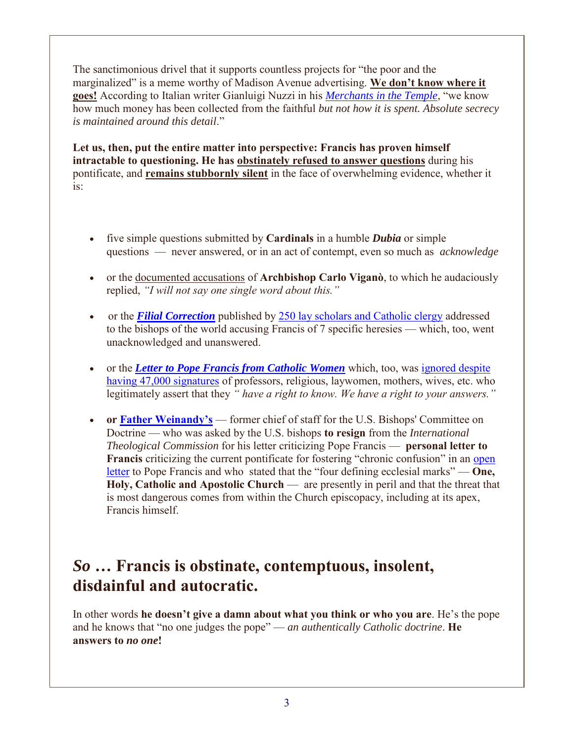The sanctimonious drivel that it supports countless projects for "the poor and the marginalized" is a meme worthy of Madison Avenue advertising. **We don't know where it goes!** According to Italian writer Gianluigi Nuzzi in his *Merchants in the Temple*, "we know how much money has been collected from the faithful *but not how it is spent. Absolute secrecy is maintained around this detail*."

**Let us, then, put the entire matter into perspective: Francis has proven himself intractable to questioning. He has obstinately refused to answer questions** during his pontificate, and **remains stubbornly silent** in the face of overwhelming evidence, whether it is:

- five simple questions submitted by **Cardinals** in a humble ***Dubia*** or simple questions — never answered, or in an act of contempt, even so much as *acknowledge*
- or the documented accusations of **Archbishop Carlo Viganò**, to which he audaciously replied, *"I will not say one single word about this."*
- or the ***Filial Correction*** published by 250 lay scholars and Catholic clergy addressed to the bishops of the world accusing Francis of 7 specific heresies — which, too, went unacknowledged and unanswered.
- or the ***Letter to Pope Francis from Catholic Women*** which, too, was ignored despite having 47,000 signatures of professors, religious, laywomen, mothers, wives, etc. who legitimately assert that they *" have a right to know. We have a right to your answers."*
- **or Father Weinandy's** — former chief of staff for the U.S. Bishops' Committee on Doctrine — who was asked by the U.S. bishops **to resign** from the *International Theological Commission* for his letter criticizing Pope Francis — **personal letter to Francis** criticizing the current pontificate for fostering "chronic confusion" in an open letter to Pope Francis and who stated that the "four defining ecclesial marks" — **One, Holy, Catholic and Apostolic Church** — are presently in peril and that the threat that is most dangerous comes from within the Church episcopacy, including at its apex, Francis himself.

## *So* … Francis is obstinate, contemptuous, insolent, disdainful and autocratic.

In other words **he doesn't give a damn about what you think or who you are**. He's the pope and he knows that "no one judges the pope" — *an authentically Catholic doctrine*. **He answers to *no one*!**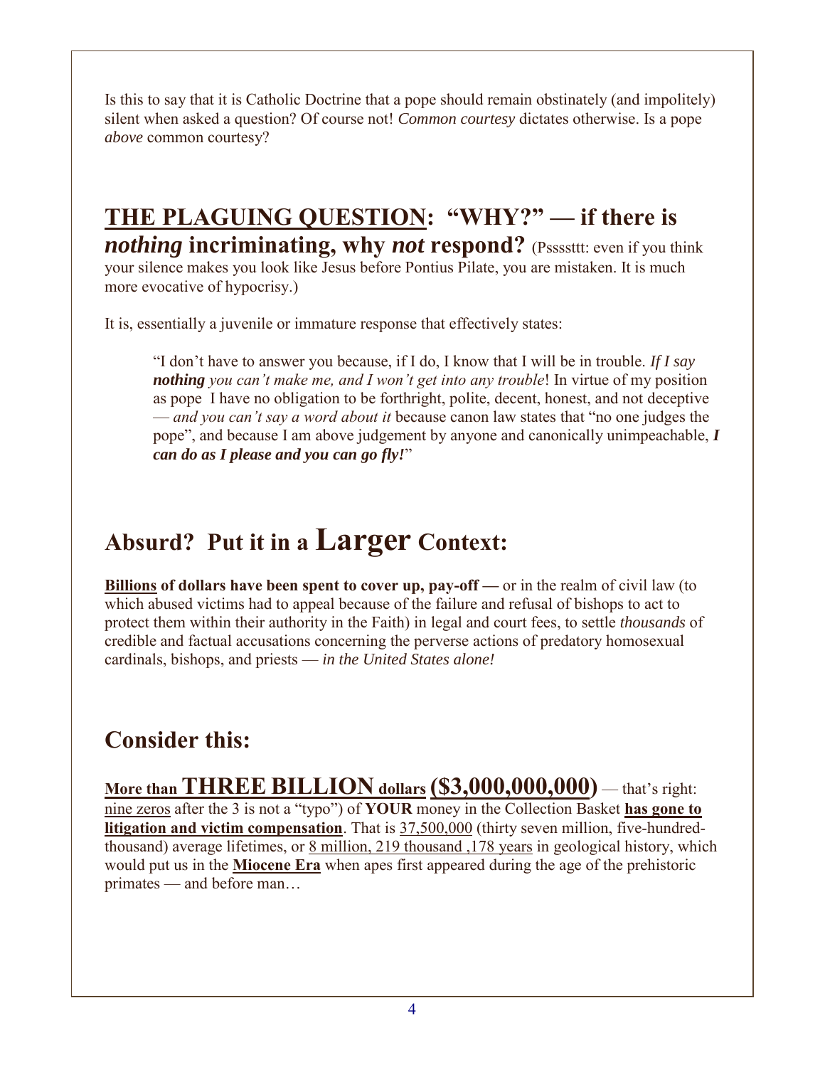Is this to say that it is Catholic Doctrine that a pope should remain obstinately (and impolitely) silent when asked a question? Of course not! *Common courtesy* dictates otherwise. Is a pope *above* common courtesy?

## <u>THE PLAGUING QUESTION</u>: "WHY?" — if there is *nothing* incriminating, why *not* respond?

(Pssssttt: even if you think your silence makes you look like Jesus before Pontius Pilate, you are mistaken. It is much more evocative of hypocrisy.)

It is, essentially a juvenile or immature response that effectively states:

> "I don't have to answer you because, if I do, I know that I will be in trouble. *If I say **nothing** you can't make me, and I won't get into any trouble*! In virtue of my position as pope I have no obligation to be forthright, polite, decent, honest, and not deceptive — *and you can't say a word about it* because canon law states that "no one judges the pope", and because I am above judgement by anyone and canonically unimpeachable, ***I can do as I please and you can go fly!***"

## Absurd? Put it in a Larger Context:

**<u>Billions</u> of dollars have been spent to cover up, pay-off —** or in the realm of civil law (to which abused victims had to appeal because of the failure and refusal of bishops to act to protect them within their authority in the Faith) in legal and court fees, to settle *thousands* of credible and factual accusations concerning the perverse actions of predatory homosexual cardinals, bishops, and priests — *in the United States alone!*

## Consider this:

**<u>More than THREE BILLION dollars</u> <u>($3,000,000,000)</u>** — that's right: <u>nine zeros</u> after the 3 is not a "typo") of **YOUR** money in the Collection Basket **<u>has gone to litigation and victim compensation</u>**. That is <u>37,500,000</u> (thirty seven million, five-hundred-thousand) average lifetimes, or <u>8 million, 219 thousand ,178 years</u> in geological history, which would put us in the **<u>Miocene Era</u>** when apes first appeared during the age of the prehistoric primates — and before man…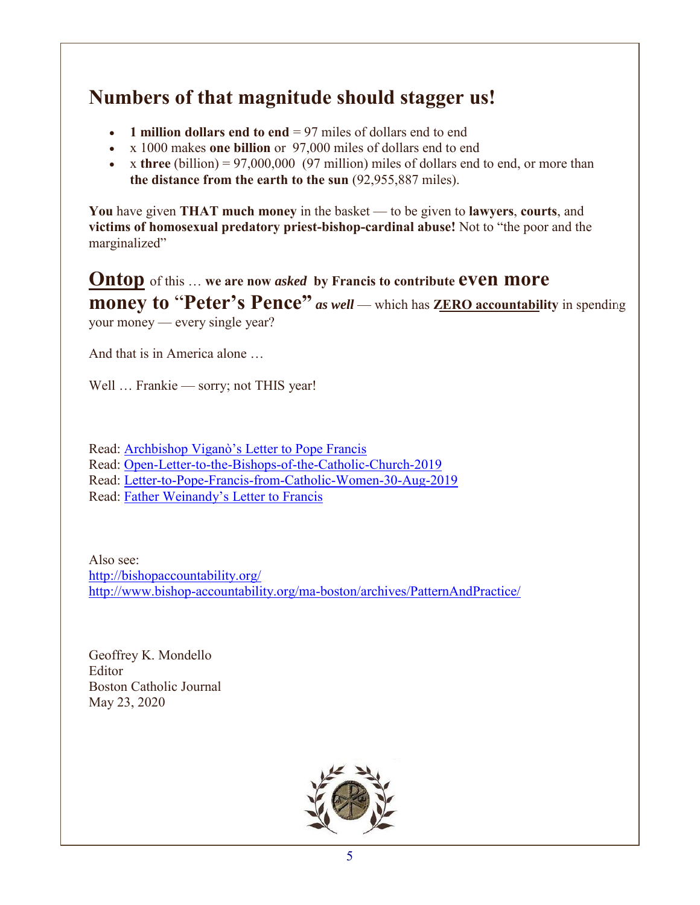## Numbers of that magnitude should stagger us!

- **1 million dollars end to end** = 97 miles of dollars end to end
- x 1000 makes **one billion** or 97,000 miles of dollars end to end
- x **three** (billion) = 97,000,000 (97 million) miles of dollars end to end, or more than **the distance from the earth to the sun** (92,955,887 miles).

**You** have given **THAT much money** in the basket — to be given to **lawyers**, **courts**, and **victims of homosexual predatory priest-bishop-cardinal abuse!** Not to "the poor and the marginalized"

**Ontop** of this … **we are now *asked* by Francis to contribute even more money to "Peter's Pence"** ***as well*** — which has **ZERO accountability** in spending your money — every single year?

And that is in America alone …

Well … Frankie — sorry; not THIS year!

Read: Archbishop Viganò's Letter to Pope Francis
Read: Open-Letter-to-the-Bishops-of-the-Catholic-Church-2019
Read: Letter-to-Pope-Francis-from-Catholic-Women-30-Aug-2019
Read: Father Weinandy's Letter to Francis

Also see:
http://bishopaccountability.org/
http://www.bishop-accountability.org/ma-boston/archives/PatternAndPractice/

Geoffrey K. Mondello
Editor
Boston Catholic Journal
May 23, 2020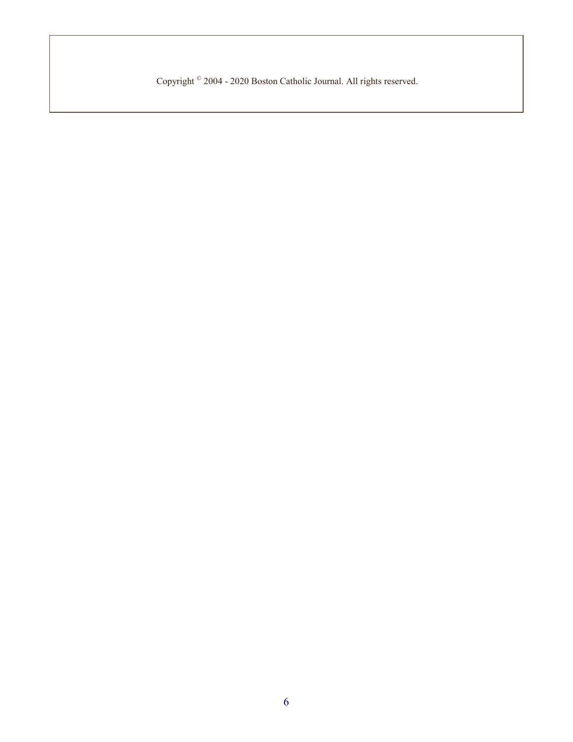Copyright © 2004 - 2020 Boston Catholic Journal. All rights reserved.